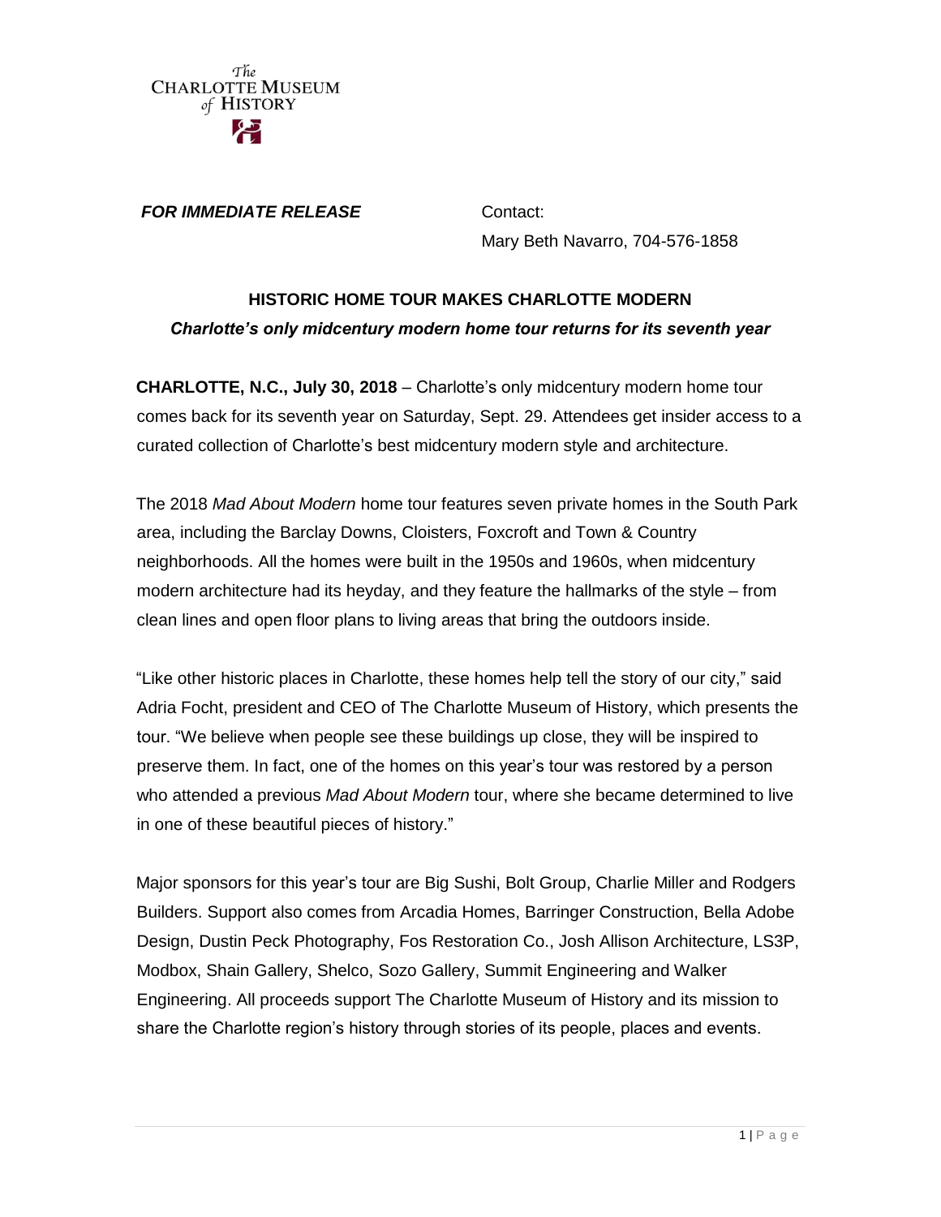The
CHARLOTTE MUSEUM
of HISTORY

***FOR IMMEDIATE RELEASE***

Contact:
Mary Beth Navarro, 704-576-1858

## HISTORIC HOME TOUR MAKES CHARLOTTE MODERN

***Charlotte's only midcentury modern home tour returns for its seventh year***

**CHARLOTTE, N.C., July 30, 2018** – Charlotte's only midcentury modern home tour comes back for its seventh year on Saturday, Sept. 29. Attendees get insider access to a curated collection of Charlotte's best midcentury modern style and architecture.

The 2018 *Mad About Modern* home tour features seven private homes in the South Park area, including the Barclay Downs, Cloisters, Foxcroft and Town & Country neighborhoods. All the homes were built in the 1950s and 1960s, when midcentury modern architecture had its heyday, and they feature the hallmarks of the style – from clean lines and open floor plans to living areas that bring the outdoors inside.

"Like other historic places in Charlotte, these homes help tell the story of our city," said Adria Focht, president and CEO of The Charlotte Museum of History, which presents the tour. "We believe when people see these buildings up close, they will be inspired to preserve them. In fact, one of the homes on this year's tour was restored by a person who attended a previous *Mad About Modern* tour, where she became determined to live in one of these beautiful pieces of history."

Major sponsors for this year's tour are Big Sushi, Bolt Group, Charlie Miller and Rodgers Builders. Support also comes from Arcadia Homes, Barringer Construction, Bella Adobe Design, Dustin Peck Photography, Fos Restoration Co., Josh Allison Architecture, LS3P, Modbox, Shain Gallery, Shelco, Sozo Gallery, Summit Engineering and Walker Engineering. All proceeds support The Charlotte Museum of History and its mission to share the Charlotte region's history through stories of its people, places and events.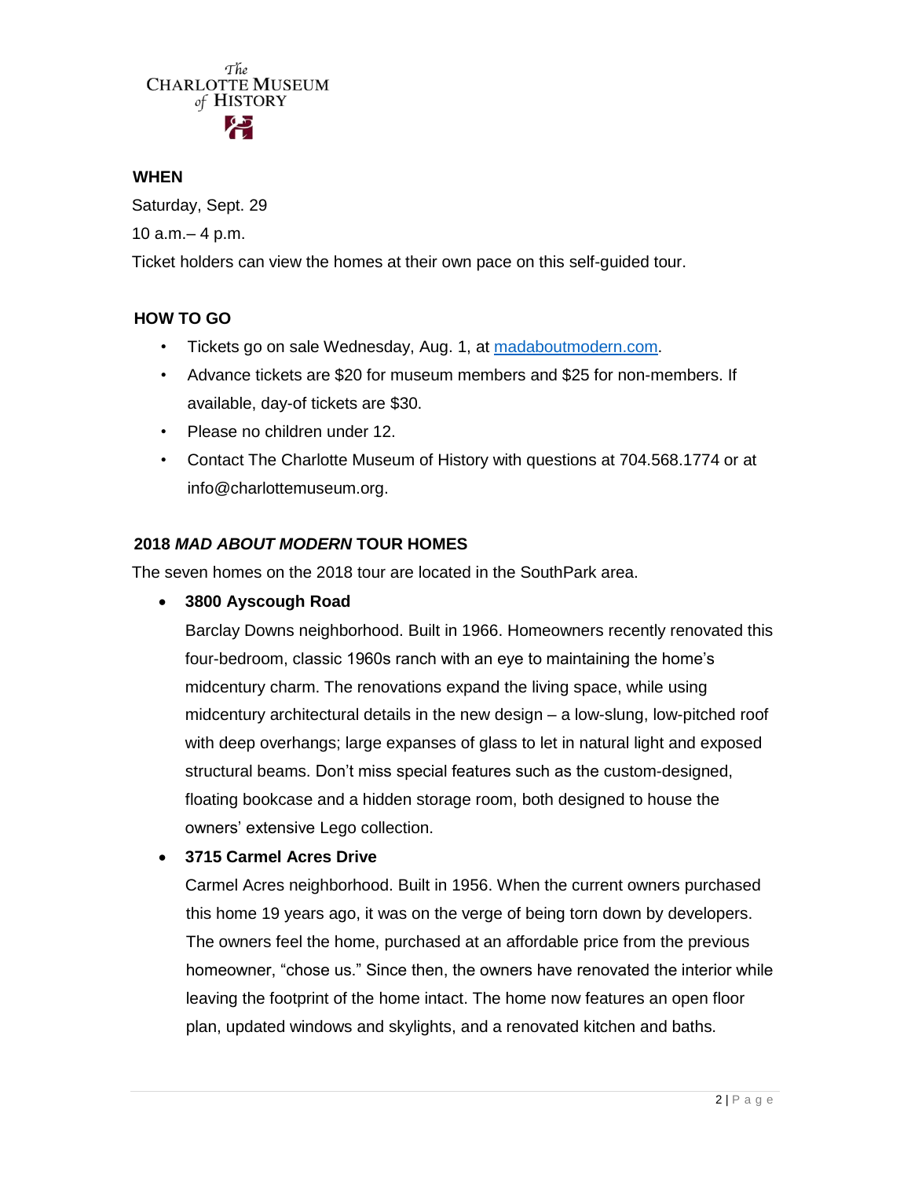The Charlotte Museum of History

**WHEN**

Saturday, Sept. 29

10 a.m.– 4 p.m.

Ticket holders can view the homes at their own pace on this self-guided tour.

**HOW TO GO**

- Tickets go on sale Wednesday, Aug. 1, at [madaboutmodern.com](madaboutmodern.com).
- Advance tickets are $20 for museum members and $25 for non-members. If available, day-of tickets are $30.
- Please no children under 12.
- Contact The Charlotte Museum of History with questions at 704.568.1774 or at info@charlottemuseum.org.

**2018 *MAD ABOUT MODERN* TOUR HOMES**

The seven homes on the 2018 tour are located in the SouthPark area.

- **3800 Ayscough Road**

  Barclay Downs neighborhood. Built in 1966. Homeowners recently renovated this four-bedroom, classic 1960s ranch with an eye to maintaining the home's midcentury charm. The renovations expand the living space, while using midcentury architectural details in the new design – a low-slung, low-pitched roof with deep overhangs; large expanses of glass to let in natural light and exposed structural beams. Don't miss special features such as the custom-designed, floating bookcase and a hidden storage room, both designed to house the owners' extensive Lego collection.

- **3715 Carmel Acres Drive**

  Carmel Acres neighborhood. Built in 1956. When the current owners purchased this home 19 years ago, it was on the verge of being torn down by developers. The owners feel the home, purchased at an affordable price from the previous homeowner, "chose us." Since then, the owners have renovated the interior while leaving the footprint of the home intact. The home now features an open floor plan, updated windows and skylights, and a renovated kitchen and baths.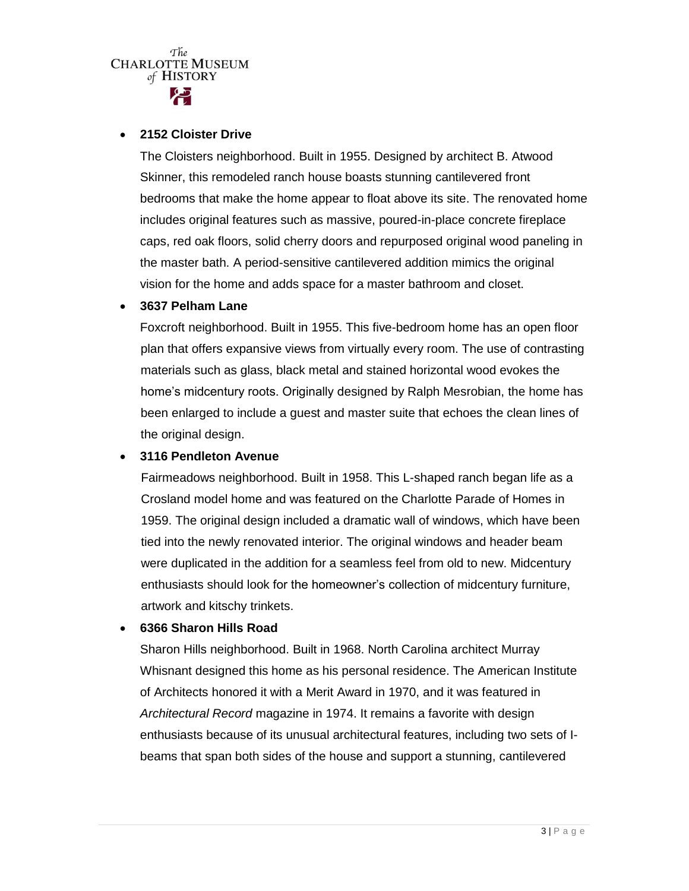- **2152 Cloister Drive**

  The Cloisters neighborhood. Built in 1955. Designed by architect B. Atwood Skinner, this remodeled ranch house boasts stunning cantilevered front bedrooms that make the home appear to float above its site. The renovated home includes original features such as massive, poured-in-place concrete fireplace caps, red oak floors, solid cherry doors and repurposed original wood paneling in the master bath. A period-sensitive cantilevered addition mimics the original vision for the home and adds space for a master bathroom and closet.

- **3637 Pelham Lane**

  Foxcroft neighborhood. Built in 1955. This five-bedroom home has an open floor plan that offers expansive views from virtually every room. The use of contrasting materials such as glass, black metal and stained horizontal wood evokes the home's midcentury roots. Originally designed by Ralph Mesrobian, the home has been enlarged to include a guest and master suite that echoes the clean lines of the original design.

- **3116 Pendleton Avenue**

  Fairmeadows neighborhood. Built in 1958. This L-shaped ranch began life as a Crosland model home and was featured on the Charlotte Parade of Homes in 1959. The original design included a dramatic wall of windows, which have been tied into the newly renovated interior. The original windows and header beam were duplicated in the addition for a seamless feel from old to new. Midcentury enthusiasts should look for the homeowner's collection of midcentury furniture, artwork and kitschy trinkets.

- **6366 Sharon Hills Road**

  Sharon Hills neighborhood. Built in 1968. North Carolina architect Murray Whisnant designed this home as his personal residence. The American Institute of Architects honored it with a Merit Award in 1970, and it was featured in *Architectural Record* magazine in 1974. It remains a favorite with design enthusiasts because of its unusual architectural features, including two sets of I-beams that span both sides of the house and support a stunning, cantilevered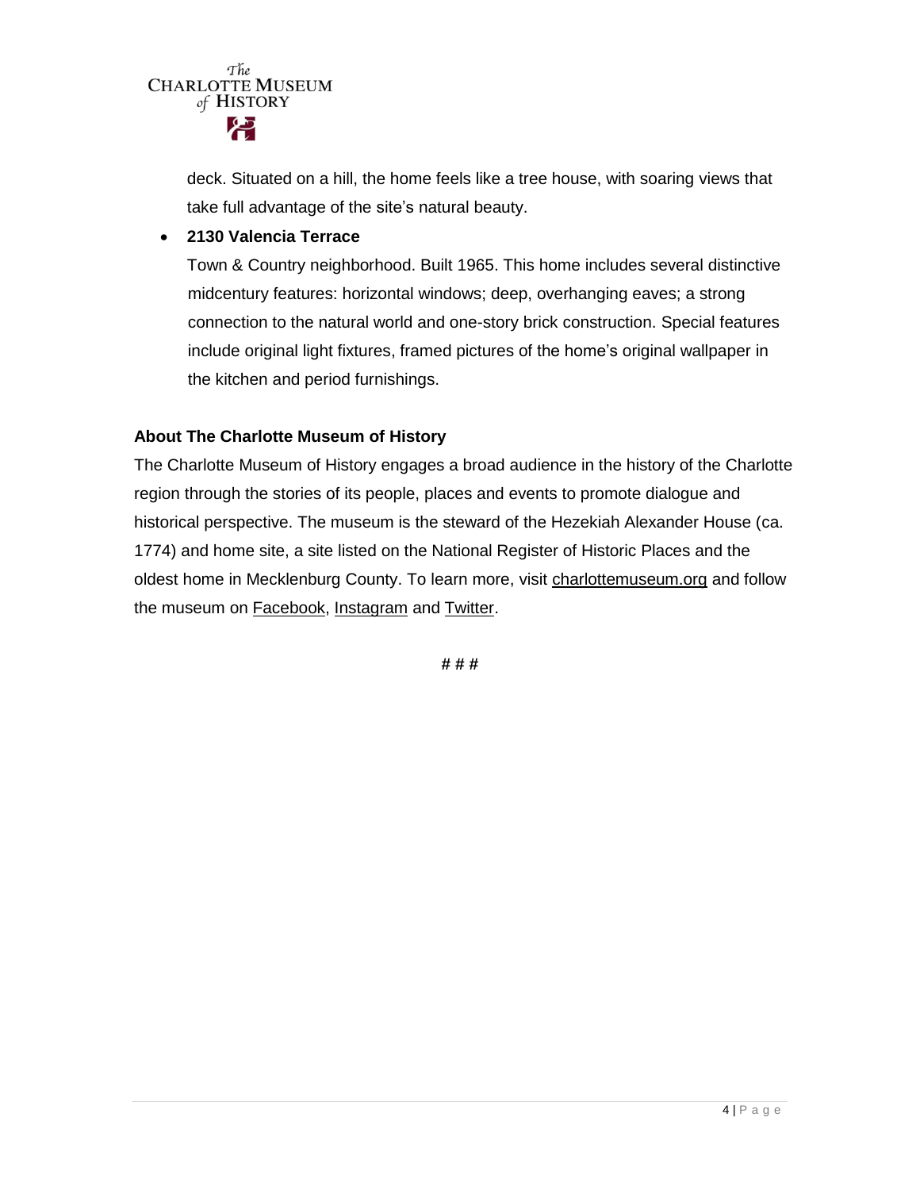deck. Situated on a hill, the home feels like a tree house, with soaring views that take full advantage of the site's natural beauty.

- **2130 Valencia Terrace**
  Town & Country neighborhood. Built 1965. This home includes several distinctive midcentury features: horizontal windows; deep, overhanging eaves; a strong connection to the natural world and one-story brick construction. Special features include original light fixtures, framed pictures of the home's original wallpaper in the kitchen and period furnishings.

**About The Charlotte Museum of History**

The Charlotte Museum of History engages a broad audience in the history of the Charlotte region through the stories of its people, places and events to promote dialogue and historical perspective. The museum is the steward of the Hezekiah Alexander House (ca. 1774) and home site, a site listed on the National Register of Historic Places and the oldest home in Mecklenburg County. To learn more, visit charlottemuseum.org and follow the museum on Facebook, Instagram and Twitter.

# # #